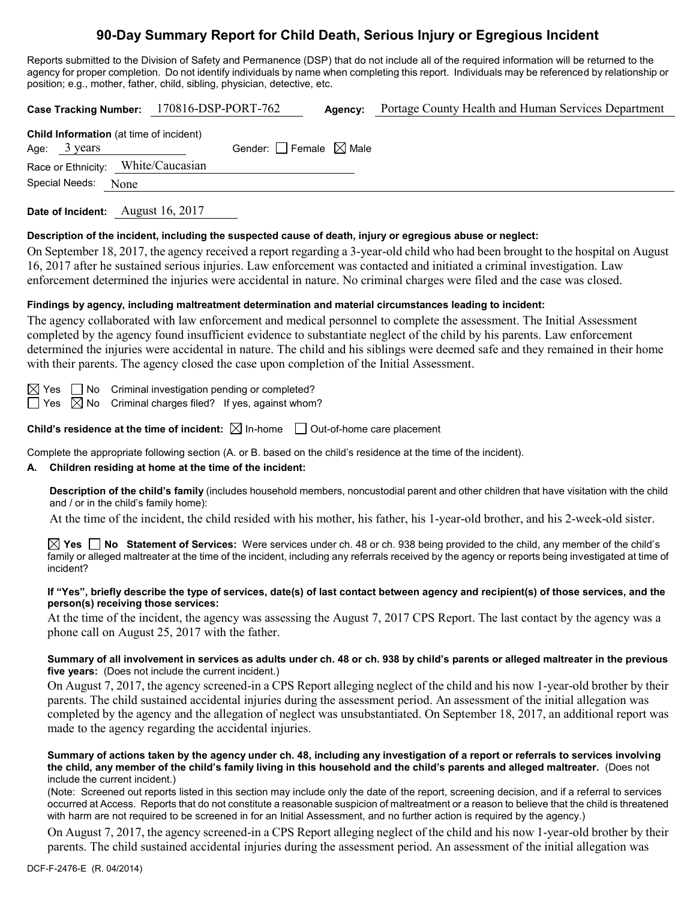# 90-Day Summary Report for Child Death, Serious Injury or Egregious Incident

Reports submitted to the Division of Safety and Permanence (DSP) that do not include all of the required information will be returned to the agency for proper completion. Do not identify individuals by name when completing this report. Individuals may be referenced by relationship or position; e.g., mother, father, child, sibling, physician, detective, etc.

**Case Tracking Number:** 170816-DSP-PORT-762 **Agency:** Portage County Health and Human Services Department

**Child Information** (at time of incident)
Age: 3 years Gender: ☐ Female ☒ Male
Race or Ethnicity: White/Caucasian
Special Needs: None

**Date of Incident:** August 16, 2017

**Description of the incident, including the suspected cause of death, injury or egregious abuse or neglect:**

On September 18, 2017, the agency received a report regarding a 3-year-old child who had been brought to the hospital on August 16, 2017 after he sustained serious injuries. Law enforcement was contacted and initiated a criminal investigation. Law enforcement determined the injuries were accidental in nature. No criminal charges were filed and the case was closed.

**Findings by agency, including maltreatment determination and material circumstances leading to incident:**

The agency collaborated with law enforcement and medical personnel to complete the assessment. The Initial Assessment completed by the agency found insufficient evidence to substantiate neglect of the child by his parents. Law enforcement determined the injuries were accidental in nature. The child and his siblings were deemed safe and they remained in their home with their parents. The agency closed the case upon completion of the Initial Assessment.

☒ Yes ☐ No Criminal investigation pending or completed?
☐ Yes ☒ No Criminal charges filed? If yes, against whom?

**Child's residence at the time of incident:** ☒ In-home ☐ Out-of-home care placement

Complete the appropriate following section (A. or B. based on the child's residence at the time of the incident).

**A. Children residing at home at the time of the incident:**

**Description of the child's family** (includes household members, noncustodial parent and other children that have visitation with the child and / or in the child's family home):

At the time of the incident, the child resided with his mother, his father, his 1-year-old brother, and his 2-week-old sister.

☒ **Yes** ☐ **No Statement of Services:** Were services under ch. 48 or ch. 938 being provided to the child, any member of the child's family or alleged maltreater at the time of the incident, including any referrals received by the agency or reports being investigated at time of incident?

**If "Yes", briefly describe the type of services, date(s) of last contact between agency and recipient(s) of those services, and the person(s) receiving those services:**

At the time of the incident, the agency was assessing the August 7, 2017 CPS Report. The last contact by the agency was a phone call on August 25, 2017 with the father.

**Summary of all involvement in services as adults under ch. 48 or ch. 938 by child's parents or alleged maltreater in the previous five years:** (Does not include the current incident.)

On August 7, 2017, the agency screened-in a CPS Report alleging neglect of the child and his now 1-year-old brother by their parents. The child sustained accidental injuries during the assessment period. An assessment of the initial allegation was completed by the agency and the allegation of neglect was unsubstantiated. On September 18, 2017, an additional report was made to the agency regarding the accidental injuries.

**Summary of actions taken by the agency under ch. 48, including any investigation of a report or referrals to services involving the child, any member of the child's family living in this household and the child's parents and alleged maltreater.** (Does not include the current incident.)

(Note: Screened out reports listed in this section may include only the date of the report, screening decision, and if a referral to services occurred at Access. Reports that do not constitute a reasonable suspicion of maltreatment or a reason to believe that the child is threatened with harm are not required to be screened in for an Initial Assessment, and no further action is required by the agency.)

On August 7, 2017, the agency screened-in a CPS Report alleging neglect of the child and his now 1-year-old brother by their parents. The child sustained accidental injuries during the assessment period. An assessment of the initial allegation was

DCF-F-2476-E (R. 04/2014)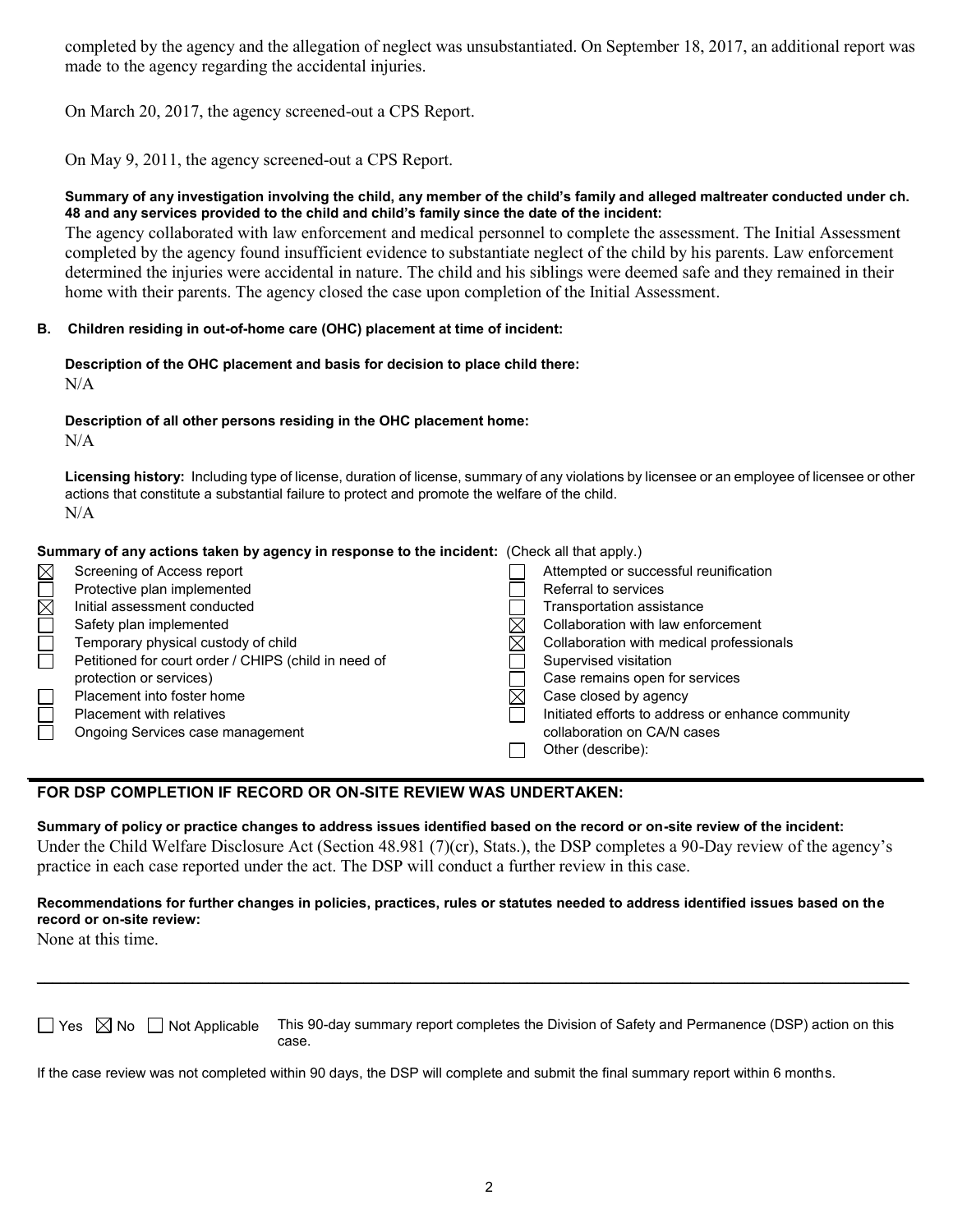completed by the agency and the allegation of neglect was unsubstantiated. On September 18, 2017, an additional report was made to the agency regarding the accidental injuries.

On March 20, 2017, the agency screened-out a CPS Report.

On May 9, 2011, the agency screened-out a CPS Report.

**Summary of any investigation involving the child, any member of the child's family and alleged maltreater conducted under ch. 48 and any services provided to the child and child's family since the date of the incident:**

The agency collaborated with law enforcement and medical personnel to complete the assessment. The Initial Assessment completed by the agency found insufficient evidence to substantiate neglect of the child by his parents. Law enforcement determined the injuries were accidental in nature. The child and his siblings were deemed safe and they remained in their home with their parents. The agency closed the case upon completion of the Initial Assessment.

**B. Children residing in out-of-home care (OHC) placement at time of incident:**

**Description of the OHC placement and basis for decision to place child there:**
N/A

**Description of all other persons residing in the OHC placement home:**
N/A

**Licensing history:** Including type of license, duration of license, summary of any violations by licensee or an employee of licensee or other actions that constitute a substantial failure to protect and promote the welfare of the child.
N/A

**Summary of any actions taken by agency in response to the incident:** (Check all that apply.)

- [x] Screening of Access report
- [ ] Protective plan implemented
- [x] Initial assessment conducted
- [ ] Safety plan implemented
- [ ] Temporary physical custody of child
- [ ] Petitioned for court order / CHIPS (child in need of protection or services)
- [ ] Placement into foster home
- [ ] Placement with relatives
- [ ] Ongoing Services case management
- [ ] Attempted or successful reunification
- [ ] Referral to services
- [ ] Transportation assistance
- [x] Collaboration with law enforcement
- [x] Collaboration with medical professionals
- [ ] Supervised visitation
- [ ] Case remains open for services
- [x] Case closed by agency
- [ ] Initiated efforts to address or enhance community collaboration on CA/N cases
- [ ] Other (describe):

---

## FOR DSP COMPLETION IF RECORD OR ON-SITE REVIEW WAS UNDERTAKEN:

**Summary of policy or practice changes to address issues identified based on the record or on-site review of the incident:**
Under the Child Welfare Disclosure Act (Section 48.981 (7)(cr), Stats.), the DSP completes a 90-Day review of the agency's practice in each case reported under the act. The DSP will conduct a further review in this case.

**Recommendations for further changes in policies, practices, rules or statutes needed to address identified issues based on the record or on-site review:**
None at this time.

---

- [ ] Yes [x] No [ ] Not Applicable — This 90-day summary report completes the Division of Safety and Permanence (DSP) action on this case.

If the case review was not completed within 90 days, the DSP will complete and submit the final summary report within 6 months.